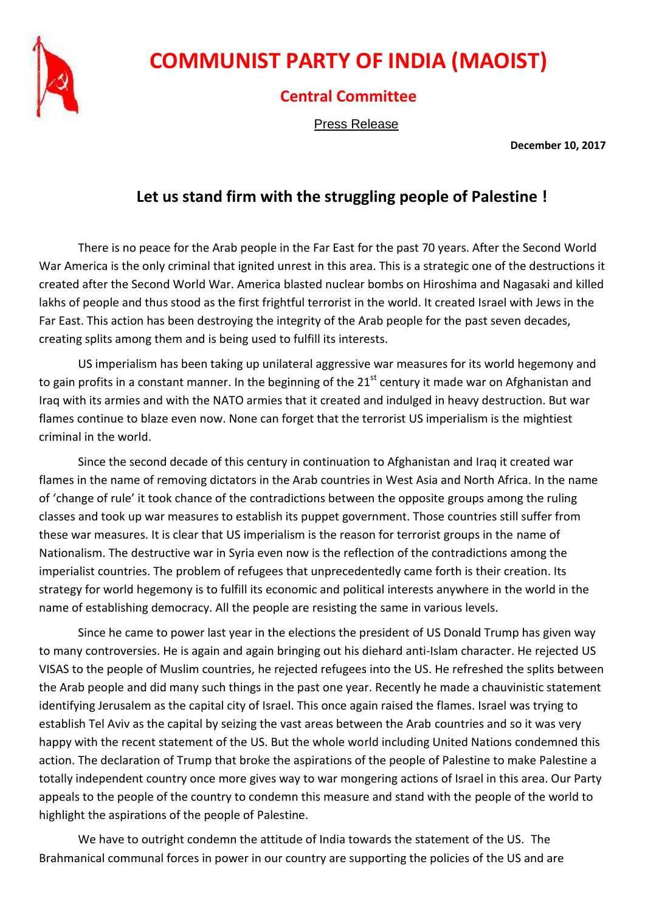# COMMUNIST PARTY OF INDIA (MAOIST)

## Central Committee

Press Release

**December 10, 2017**

## Let us stand firm with the struggling people of Palestine !

There is no peace for the Arab people in the Far East for the past 70 years. After the Second World War America is the only criminal that ignited unrest in this area. This is a strategic one of the destructions it created after the Second World War. America blasted nuclear bombs on Hiroshima and Nagasaki and killed lakhs of people and thus stood as the first frightful terrorist in the world. It created Israel with Jews in the Far East. This action has been destroying the integrity of the Arab people for the past seven decades, creating splits among them and is being used to fulfill its interests.

US imperialism has been taking up unilateral aggressive war measures for its world hegemony and to gain profits in a constant manner. In the beginning of the 21st century it made war on Afghanistan and Iraq with its armies and with the NATO armies that it created and indulged in heavy destruction. But war flames continue to blaze even now. None can forget that the terrorist US imperialism is the mightiest criminal in the world.

Since the second decade of this century in continuation to Afghanistan and Iraq it created war flames in the name of removing dictators in the Arab countries in West Asia and North Africa. In the name of 'change of rule' it took chance of the contradictions between the opposite groups among the ruling classes and took up war measures to establish its puppet government. Those countries still suffer from these war measures. It is clear that US imperialism is the reason for terrorist groups in the name of Nationalism. The destructive war in Syria even now is the reflection of the contradictions among the imperialist countries. The problem of refugees that unprecedentedly came forth is their creation. Its strategy for world hegemony is to fulfill its economic and political interests anywhere in the world in the name of establishing democracy. All the people are resisting the same in various levels.

Since he came to power last year in the elections the president of US Donald Trump has given way to many controversies. He is again and again bringing out his diehard anti-Islam character. He rejected US VISAS to the people of Muslim countries, he rejected refugees into the US. He refreshed the splits between the Arab people and did many such things in the past one year. Recently he made a chauvinistic statement identifying Jerusalem as the capital city of Israel. This once again raised the flames. Israel was trying to establish Tel Aviv as the capital by seizing the vast areas between the Arab countries and so it was very happy with the recent statement of the US. But the whole world including United Nations condemned this action. The declaration of Trump that broke the aspirations of the people of Palestine to make Palestine a totally independent country once more gives way to war mongering actions of Israel in this area. Our Party appeals to the people of the country to condemn this measure and stand with the people of the world to highlight the aspirations of the people of Palestine.

We have to outright condemn the attitude of India towards the statement of the US. The Brahmanical communal forces in power in our country are supporting the policies of the US and are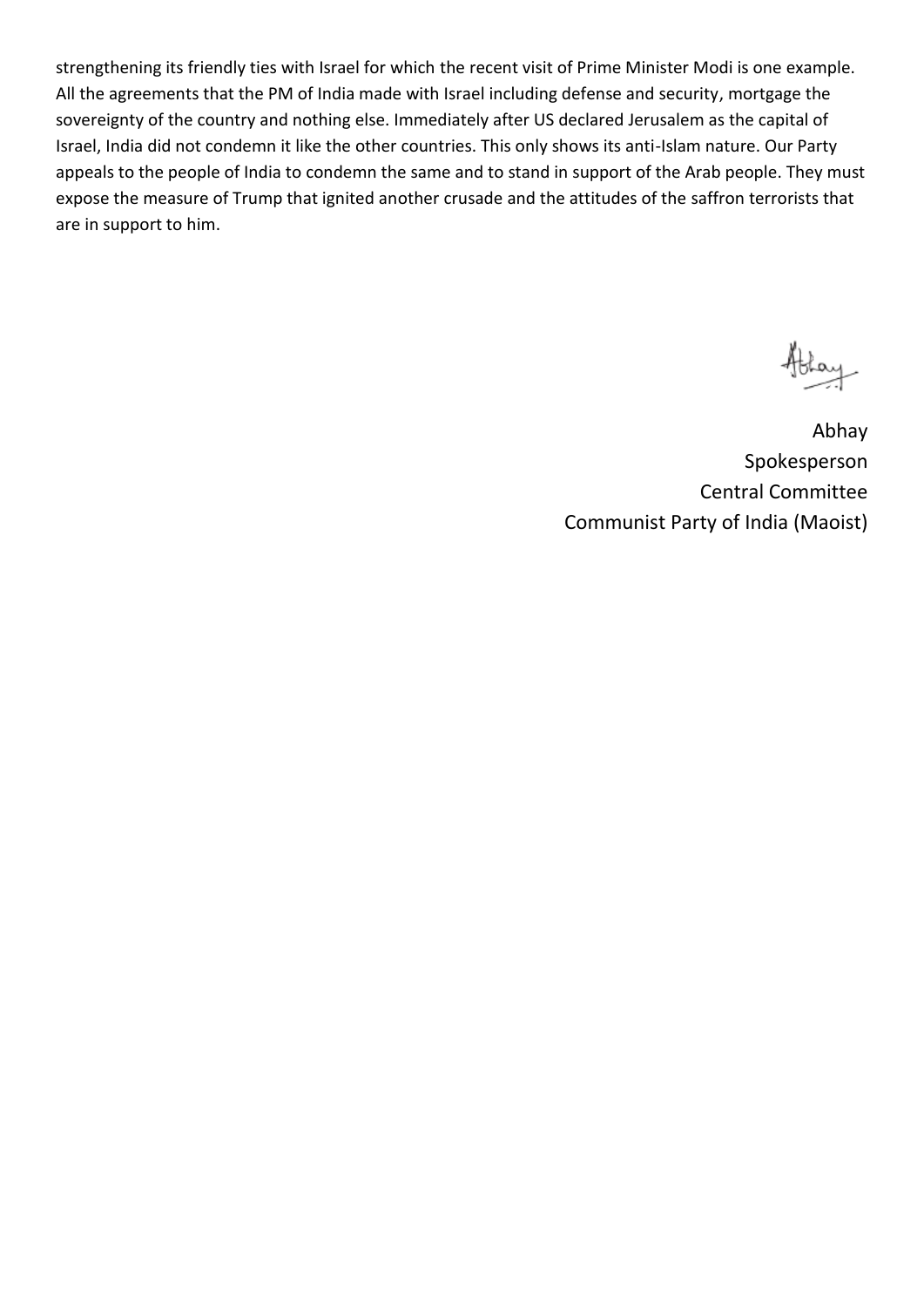strengthening its friendly ties with Israel for which the recent visit of Prime Minister Modi is one example. All the agreements that the PM of India made with Israel including defense and security, mortgage the sovereignty of the country and nothing else. Immediately after US declared Jerusalem as the capital of Israel, India did not condemn it like the other countries. This only shows its anti-Islam nature. Our Party appeals to the people of India to condemn the same and to stand in support of the Arab people. They must expose the measure of Trump that ignited another crusade and the attitudes of the saffron terrorists that are in support to him.

Abhay

Abhay
Spokesperson
Central Committee
Communist Party of India (Maoist)